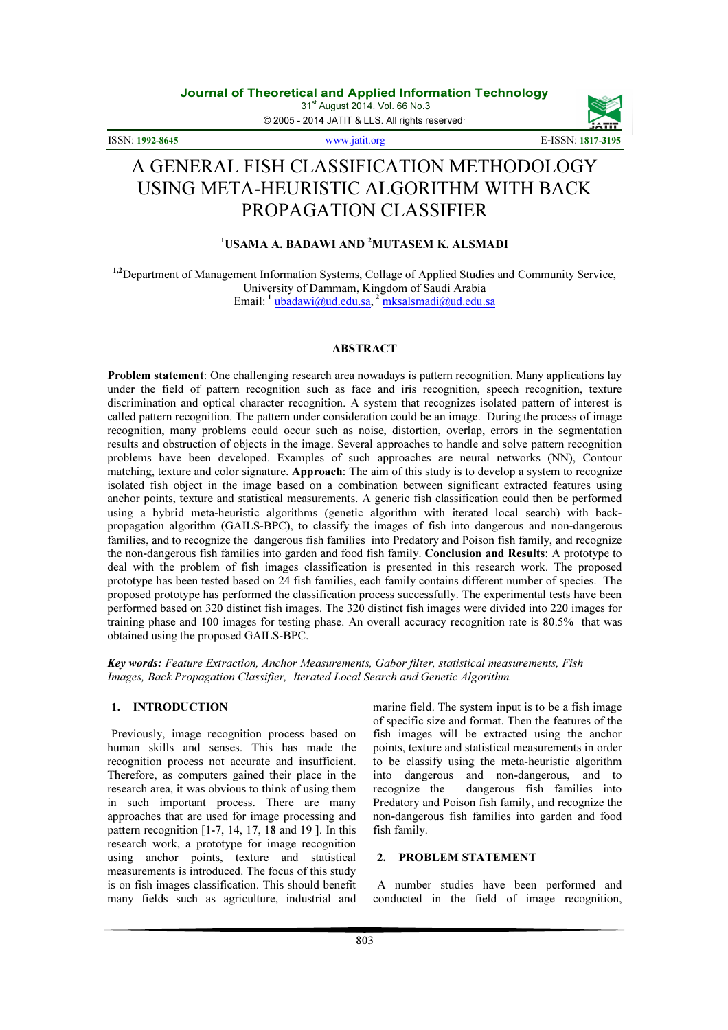# A GENERAL FISH CLASSIFICATION METHODOLOGY USING META-HEURISTIC ALGORITHM WITH BACK PROPAGATION CLASSIFIER

**[1]USAMA A. BADAWI AND [2]MUTASEM K. ALSMADI**

[1,2]Department of Management Information Systems, Collage of Applied Studies and Community Service, University of Dammam, Kingdom of Saudi Arabia

Email: [1] ubadawi@ud.edu.sa, [2] mksalsmadi@ud.edu.sa

## ABSTRACT

**Problem statement**: One challenging research area nowadays is pattern recognition. Many applications lay under the field of pattern recognition such as face and iris recognition, speech recognition, texture discrimination and optical character recognition. A system that recognizes isolated pattern of interest is called pattern recognition. The pattern under consideration could be an image. During the process of image recognition, many problems could occur such as noise, distortion, overlap, errors in the segmentation results and obstruction of objects in the image. Several approaches to handle and solve pattern recognition problems have been developed. Examples of such approaches are neural networks (NN), Contour matching, texture and color signature. **Approach**: The aim of this study is to develop a system to recognize isolated fish object in the image based on a combination between significant extracted features using anchor points, texture and statistical measurements. A generic fish classification could then be performed using a hybrid meta-heuristic algorithms (genetic algorithm with iterated local search) with back-propagation algorithm (GAILS-BPC), to classify the images of fish into dangerous and non-dangerous families, and to recognize the dangerous fish families into Predatory and Poison fish family, and recognize the non-dangerous fish families into garden and food fish family. **Conclusion and Results**: A prototype to deal with the problem of fish images classification is presented in this research work. The proposed prototype has been tested based on 24 fish families, each family contains different number of species. The proposed prototype has performed the classification process successfully. The experimental tests have been performed based on 320 distinct fish images. The 320 distinct fish images were divided into 220 images for training phase and 100 images for testing phase. An overall accuracy recognition rate is 80.5% that was obtained using the proposed GAILS-BPC.

***Key words:*** *Feature Extraction, Anchor Measurements, Gabor filter, statistical measurements, Fish Images, Back Propagation Classifier, Iterated Local Search and Genetic Algorithm.*

## 1. INTRODUCTION

Previously, image recognition process based on human skills and senses. This has made the recognition process not accurate and insufficient. Therefore, as computers gained their place in the research area, it was obvious to think of using them in such important process. There are many approaches that are used for image processing and pattern recognition [1-7, 14, 17, 18 and 19 ]. In this research work, a prototype for image recognition using anchor points, texture and statistical measurements is introduced. The focus of this study is on fish images classification. This should benefit many fields such as agriculture, industrial and marine field. The system input is to be a fish image of specific size and format. Then the features of the fish images will be extracted using the anchor points, texture and statistical measurements in order to be classify using the meta-heuristic algorithm into dangerous and non-dangerous, and to recognize the dangerous fish families into Predatory and Poison fish family, and recognize the non-dangerous fish families into garden and food fish family.

## 2. PROBLEM STATEMENT

A number studies have been performed and conducted in the field of image recognition,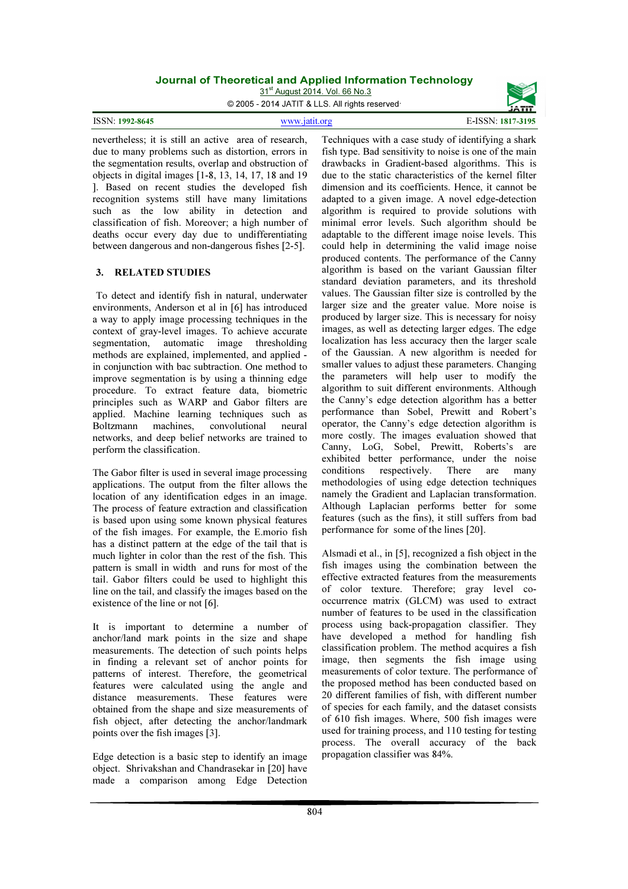nevertheless; it is still an active area of research, due to many problems such as distortion, errors in the segmentation results, overlap and obstruction of objects in digital images [1-8, 13, 14, 17, 18 and 19 ]. Based on recent studies the developed fish recognition systems still have many limitations such as the low ability in detection and classification of fish. Moreover; a high number of deaths occur every day due to undifferentiating between dangerous and non-dangerous fishes [2-5].

## 3. RELATED STUDIES

To detect and identify fish in natural, underwater environments, Anderson et al in [6] has introduced a way to apply image processing techniques in the context of gray-level images. To achieve accurate segmentation, automatic image thresholding methods are explained, implemented, and applied - in conjunction with bac subtraction. One method to improve segmentation is by using a thinning edge procedure. To extract feature data, biometric principles such as WARP and Gabor filters are applied. Machine learning techniques such as Boltzmann machines, convolutional neural networks, and deep belief networks are trained to perform the classification.

The Gabor filter is used in several image processing applications. The output from the filter allows the location of any identification edges in an image. The process of feature extraction and classification is based upon using some known physical features of the fish images. For example, the E.morio fish has a distinct pattern at the edge of the tail that is much lighter in color than the rest of the fish. This pattern is small in width and runs for most of the tail. Gabor filters could be used to highlight this line on the tail, and classify the images based on the existence of the line or not [6].

It is important to determine a number of anchor/land mark points in the size and shape measurements. The detection of such points helps in finding a relevant set of anchor points for patterns of interest. Therefore, the geometrical features were calculated using the angle and distance measurements. These features were obtained from the shape and size measurements of fish object, after detecting the anchor/landmark points over the fish images [3].

Edge detection is a basic step to identify an image object. Shrivakshan and Chandrasekar in [20] have made a comparison among Edge Detection Techniques with a case study of identifying a shark fish type. Bad sensitivity to noise is one of the main drawbacks in Gradient-based algorithms. This is due to the static characteristics of the kernel filter dimension and its coefficients. Hence, it cannot be adapted to a given image. A novel edge-detection algorithm is required to provide solutions with minimal error levels. Such algorithm should be adaptable to the different image noise levels. This could help in determining the valid image noise produced contents. The performance of the Canny algorithm is based on the variant Gaussian filter standard deviation parameters, and its threshold values. The Gaussian filter size is controlled by the larger size and the greater value. More noise is produced by larger size. This is necessary for noisy images, as well as detecting larger edges. The edge localization has less accuracy then the larger scale of the Gaussian. A new algorithm is needed for smaller values to adjust these parameters. Changing the parameters will help user to modify the algorithm to suit different environments. Although the Canny's edge detection algorithm has a better performance than Sobel, Prewitt and Robert's operator, the Canny's edge detection algorithm is more costly. The images evaluation showed that Canny, LoG, Sobel, Prewitt, Roberts's are exhibited better performance, under the noise conditions respectively. There are many methodologies of using edge detection techniques namely the Gradient and Laplacian transformation. Although Laplacian performs better for some features (such as the fins), it still suffers from bad performance for some of the lines [20].

Alsmadi et al., in [5], recognized a fish object in the fish images using the combination between the effective extracted features from the measurements of color texture. Therefore; gray level co-occurrence matrix (GLCM) was used to extract number of features to be used in the classification process using back-propagation classifier. They have developed a method for handling fish classification problem. The method acquires a fish image, then segments the fish image using measurements of color texture. The performance of the proposed method has been conducted based on 20 different families of fish, with different number of species for each family, and the dataset consists of 610 fish images. Where, 500 fish images were used for training process, and 110 testing for testing process. The overall accuracy of the back propagation classifier was 84%.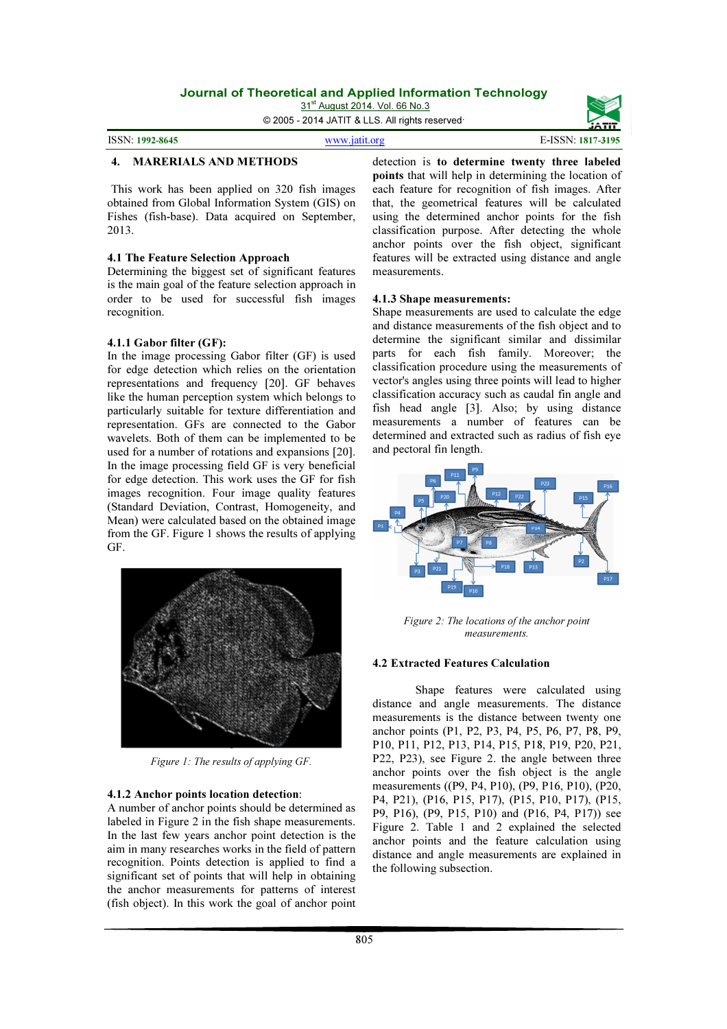## 4. MARERIALS AND METHODS

This work has been applied on 320 fish images obtained from Global Information System (GIS) on Fishes (fish-base). Data acquired on September, 2013.

### 4.1 The Feature Selection Approach

Determining the biggest set of significant features is the main goal of the feature selection approach in order to be used for successful fish images recognition.

#### 4.1.1 Gabor filter (GF):

In the image processing Gabor filter (GF) is used for edge detection which relies on the orientation representations and frequency [20]. GF behaves like the human perception system which belongs to particularly suitable for texture differentiation and representation. GFs are connected to the Gabor wavelets. Both of them can be implemented to be used for a number of rotations and expansions [20]. In the image processing field GF is very beneficial for edge detection. This work uses the GF for fish images recognition. Four image quality features (Standard Deviation, Contrast, Homogeneity, and Mean) were calculated based on the obtained image from the GF. Figure 1 shows the results of applying GF.

*Figure 1: The results of applying GF.*

#### 4.1.2 Anchor points location detection:

A number of anchor points should be determined as labeled in Figure 2 in the fish shape measurements. In the last few years anchor point detection is the aim in many researches works in the field of pattern recognition. Points detection is applied to find a significant set of points that will help in obtaining the anchor measurements for patterns of interest (fish object). In this work the goal of anchor point detection is **to determine twenty three labeled points** that will help in determining the location of each feature for recognition of fish images. After that, the geometrical features will be calculated using the determined anchor points for the fish classification purpose. After detecting the whole anchor points over the fish object, significant features will be extracted using distance and angle measurements.

#### 4.1.3 Shape measurements:

Shape measurements are used to calculate the edge and distance measurements of the fish object and to determine the significant similar and dissimilar parts for each fish family. Moreover; the classification procedure using the measurements of vector's angles using three points will lead to higher classification accuracy such as caudal fin angle and fish head angle [3]. Also; by using distance measurements a number of features can be determined and extracted such as radius of fish eye and pectoral fin length.

*Figure 2: The locations of the anchor point measurements.*

### 4.2 Extracted Features Calculation

Shape features were calculated using distance and angle measurements. The distance measurements is the distance between twenty one anchor points (P1, P2, P3, P4, P5, P6, P7, P8, P9, P10, P11, P12, P13, P14, P15, P18, P19, P20, P21, P22, P23), see Figure 2. the angle between three anchor points over the fish object is the angle measurements ((P9, P4, P10), (P9, P16, P10), (P20, P4, P21), (P16, P15, P17), (P15, P10, P17), (P15, P9, P16), (P9, P15, P10) and (P16, P4, P17)) see Figure 2. Table 1 and 2 explained the selected anchor points and the feature calculation using distance and angle measurements are explained in the following subsection.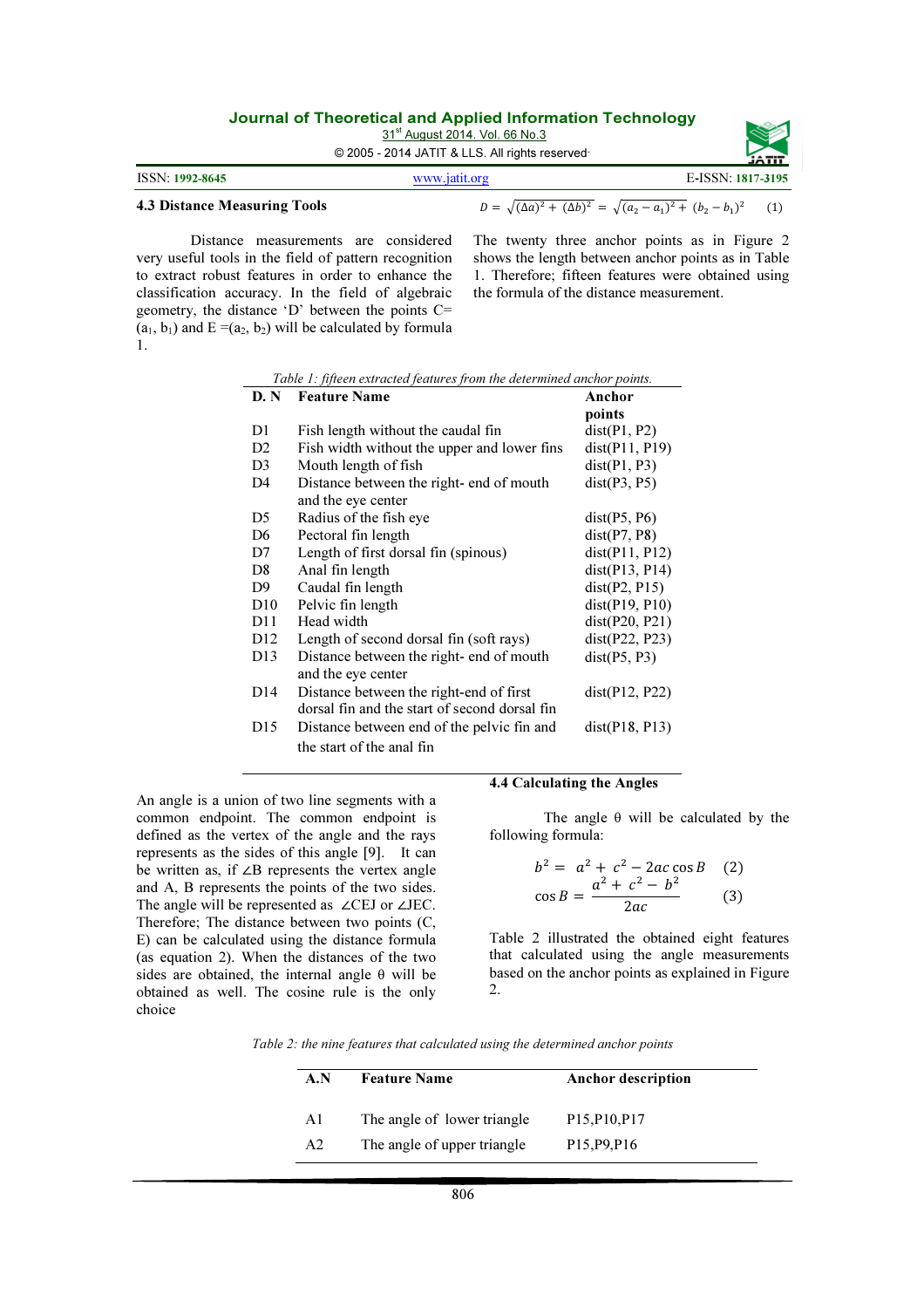### 4.3 Distance Measuring Tools

Distance measurements are considered very useful tools in the field of pattern recognition to extract robust features in order to enhance the classification accuracy. In the field of algebraic geometry, the distance 'D' between the points C= $(a_1, b_1)$ and E $=(a_2, b_2)$ will be calculated by formula 1.

$$D = \sqrt{(\Delta a)^2 + (\Delta b)^2} = \sqrt{(a_2 - a_1)^2 + (b_2 - b_1)^2} \quad (1)$$

The twenty three anchor points as in Figure 2 shows the length between anchor points as in Table 1. Therefore; fifteen features were obtained using the formula of the distance measurement.

*Table 1: fifteen extracted features from the determined anchor points.*

| D. N | Feature Name | Anchor points |
|---|---|---|
| D1 | Fish length without the caudal fin | dist(P1, P2) |
| D2 | Fish width without the upper and lower fins | dist(P11, P19) |
| D3 | Mouth length of fish | dist(P1, P3) |
| D4 | Distance between the right- end of mouth and the eye center | dist(P3, P5) |
| D5 | Radius of the fish eye | dist(P5, P6) |
| D6 | Pectoral fin length | dist(P7, P8) |
| D7 | Length of first dorsal fin (spinous) | dist(P11, P12) |
| D8 | Anal fin length | dist(P13, P14) |
| D9 | Caudal fin length | dist(P2, P15) |
| D10 | Pelvic fin length | dist(P19, P10) |
| D11 | Head width | dist(P20, P21) |
| D12 | Length of second dorsal fin (soft rays) | dist(P22, P23) |
| D13 | Distance between the right- end of mouth and the eye center | dist(P5, P3) |
| D14 | Distance between the right-end of first dorsal fin and the start of second dorsal fin | dist(P12, P22) |
| D15 | Distance between end of the pelvic fin and the start of the anal fin | dist(P18, P13) |

### 4.4 Calculating the Angles

An angle is a union of two line segments with a common endpoint. The common endpoint is defined as the vertex of the angle and the rays represents as the sides of this angle [9]. It can be written as, if ∠B represents the vertex angle and A, B represents the points of the two sides. The angle will be represented as ∠CEJ or ∠JEC. Therefore; The distance between two points (C, E) can be calculated using the distance formula (as equation 2). When the distances of the two sides are obtained, the internal angle θ will be obtained as well. The cosine rule is the only choice

The angle θ will be calculated by the following formula:

$$b^2 = a^2 + c^2 - 2ac\cos B \quad (2)$$

$$\cos B = \frac{a^2 + c^2 - b^2}{2ac} \quad (3)$$

Table 2 illustrated the obtained eight features that calculated using the angle measurements based on the anchor points as explained in Figure 2.

*Table 2: the nine features that calculated using the determined anchor points*

| A.N | Feature Name | Anchor description |
|---|---|---|
| A1 | The angle of lower triangle | P15,P10,P17 |
| A2 | The angle of upper triangle | P15,P9,P16 |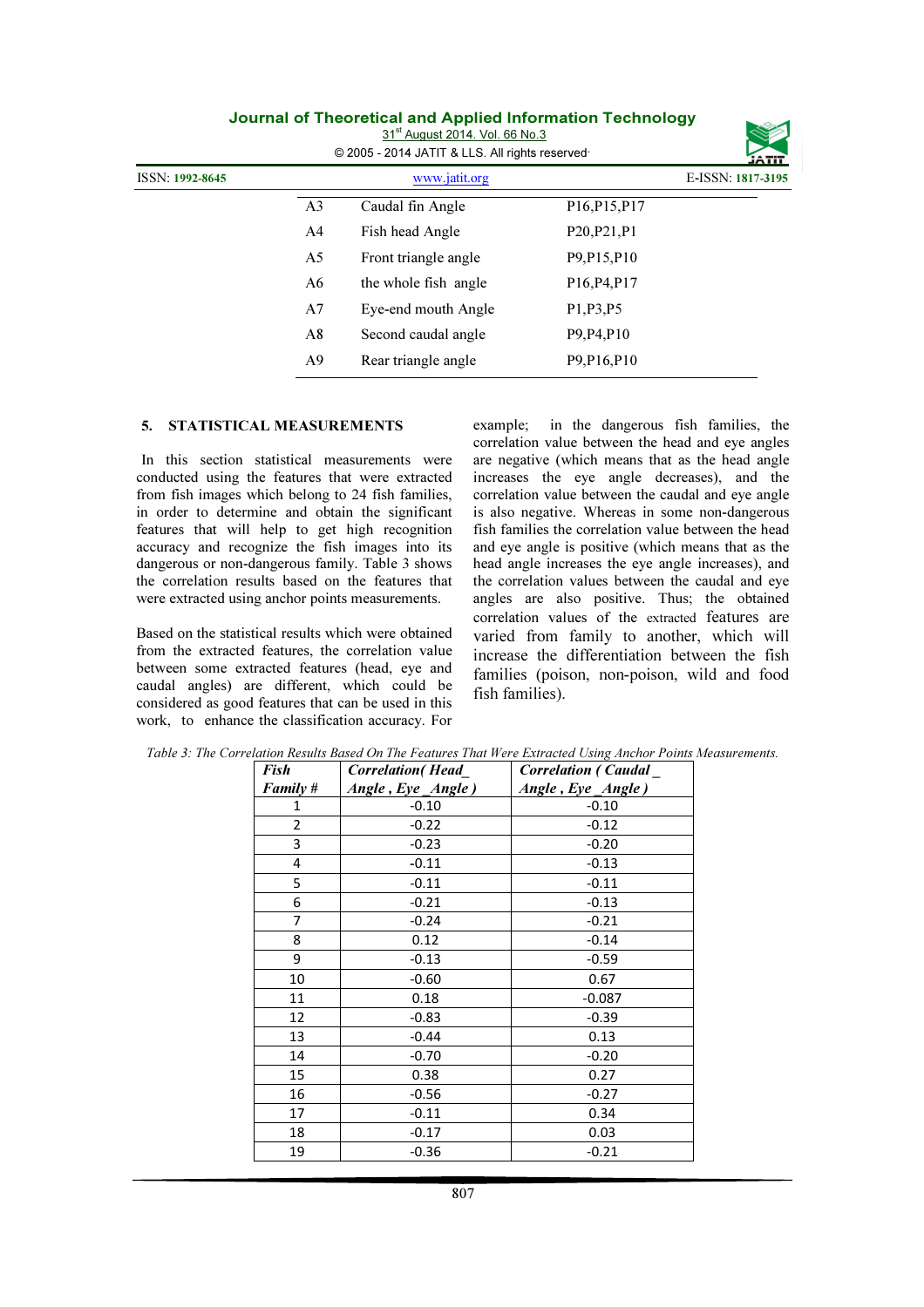| | | |
|---|---|---|
| A3 | Caudal fin Angle | P16,P15,P17 |
| A4 | Fish head Angle | P20,P21,P1 |
| A5 | Front triangle angle | P9,P15,P10 |
| A6 | the whole fish angle | P16,P4,P17 |
| A7 | Eye-end mouth Angle | P1,P3,P5 |
| A8 | Second caudal angle | P9,P4,P10 |
| A9 | Rear triangle angle | P9,P16,P10 |

## 5. STATISTICAL MEASUREMENTS

In this section statistical measurements were conducted using the features that were extracted from fish images which belong to 24 fish families, in order to determine and obtain the significant features that will help to get high recognition accuracy and recognize the fish images into its dangerous or non-dangerous family. Table 3 shows the correlation results based on the features that were extracted using anchor points measurements.

Based on the statistical results which were obtained from the extracted features, the correlation value between some extracted features (head, eye and caudal angles) are different, which could be considered as good features that can be used in this work, to enhance the classification accuracy. For example; in the dangerous fish families, the correlation value between the head and eye angles are negative (which means that as the head angle increases the eye angle decreases), and the correlation value between the caudal and eye angle is also negative. Whereas in some non-dangerous fish families the correlation value between the head and eye angle is positive (which means that as the head angle increases the eye angle increases), and the correlation values between the caudal and eye angles are also positive. Thus; the obtained correlation values of the extracted features are varied from family to another, which will increase the differentiation between the fish families (poison, non-poison, wild and food fish families).

*Table 3: The Correlation Results Based On The Features That Were Extracted Using Anchor Points Measurements.*

| *Fish Family #* | *Correlation( Head_ Angle , Eye _Angle )* | *Correlation ( Caudal _ Angle , Eye _Angle )* |
|---|---|---|
| 1 | -0.10 | -0.10 |
| 2 | -0.22 | -0.12 |
| 3 | -0.23 | -0.20 |
| 4 | -0.11 | -0.13 |
| 5 | -0.11 | -0.11 |
| 6 | -0.21 | -0.13 |
| 7 | -0.24 | -0.21 |
| 8 | 0.12 | -0.14 |
| 9 | -0.13 | -0.59 |
| 10 | -0.60 | 0.67 |
| 11 | 0.18 | -0.087 |
| 12 | -0.83 | -0.39 |
| 13 | -0.44 | 0.13 |
| 14 | -0.70 | -0.20 |
| 15 | 0.38 | 0.27 |
| 16 | -0.56 | -0.27 |
| 17 | -0.11 | 0.34 |
| 18 | -0.17 | 0.03 |
| 19 | -0.36 | -0.21 |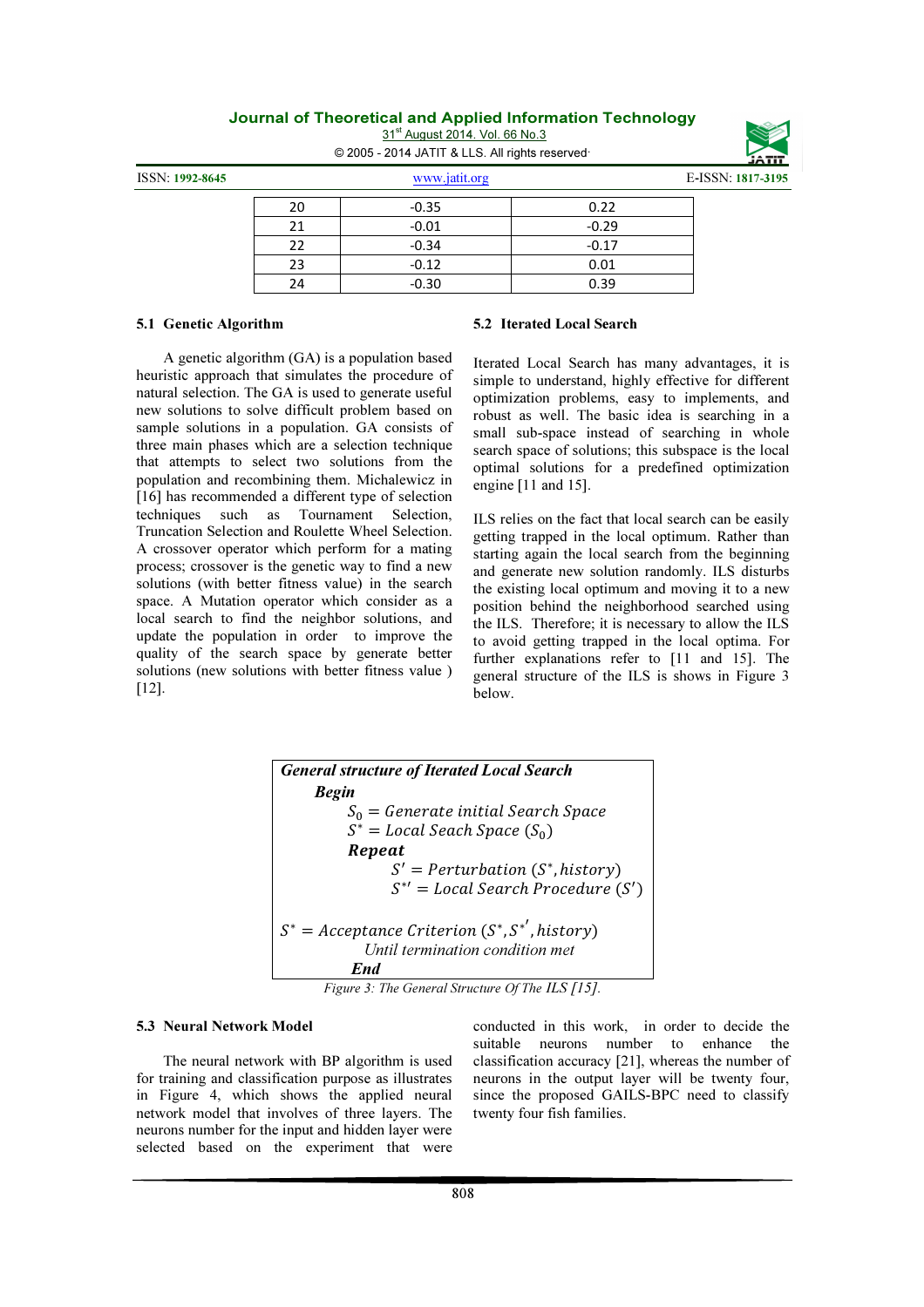| 20 | -0.35 | 0.22 |
|---|---|---|
| 21 | -0.01 | -0.29 |
| 22 | -0.34 | -0.17 |
| 23 | -0.12 | 0.01 |
| 24 | -0.30 | 0.39 |

### 5.1 Genetic Algorithm

A genetic algorithm (GA) is a population based heuristic approach that simulates the procedure of natural selection. The GA is used to generate useful new solutions to solve difficult problem based on sample solutions in a population. GA consists of three main phases which are a selection technique that attempts to select two solutions from the population and recombining them. Michalewicz in [16] has recommended a different type of selection techniques such as Tournament Selection, Truncation Selection and Roulette Wheel Selection. A crossover operator which perform for a mating process; crossover is the genetic way to find a new solutions (with better fitness value) in the search space. A Mutation operator which consider as a local search to find the neighbor solutions, and update the population in order to improve the quality of the search space by generate better solutions (new solutions with better fitness value ) [12].

### 5.2 Iterated Local Search

Iterated Local Search has many advantages, it is simple to understand, highly effective for different optimization problems, easy to implements, and robust as well. The basic idea is searching in a small sub-space instead of searching in whole search space of solutions; this subspace is the local optimal solutions for a predefined optimization engine [11 and 15].

ILS relies on the fact that local search can be easily getting trapped in the local optimum. Rather than starting again the local search from the beginning and generate new solution randomly. ILS disturbs the existing local optimum and moving it to a new position behind the neighborhood searched using the ILS. Therefore; it is necessary to allow the ILS to avoid getting trapped in the local optima. For further explanations refer to [11 and 15]. The general structure of the ILS is shows in Figure 3 below.

***General structure of Iterated Local Search***

**Begin**

$S_0 = Generate\ initial\ Search\ Space$

$S^* = Local\ Seach\ Space\ (S_0)$

**Repeat**

$S' = Perturbation\ (S^*, history)$

$S^{*\prime} = Local\ Search\ Procedure\ (S')$

$S^* = Acceptance\ Criterion\ (S^*, S^{*'}, history)$

*Until termination condition met*

**End**

*Figure 3: The General Structure Of The ILS [15].*

### 5.3 Neural Network Model

The neural network with BP algorithm is used for training and classification purpose as illustrates in Figure 4, which shows the applied neural network model that involves of three layers. The neurons number for the input and hidden layer were selected based on the experiment that were conducted in this work, in order to decide the suitable neurons number to enhance the classification accuracy [21], whereas the number of neurons in the output layer will be twenty four, since the proposed GAILS-BPC need to classify twenty four fish families.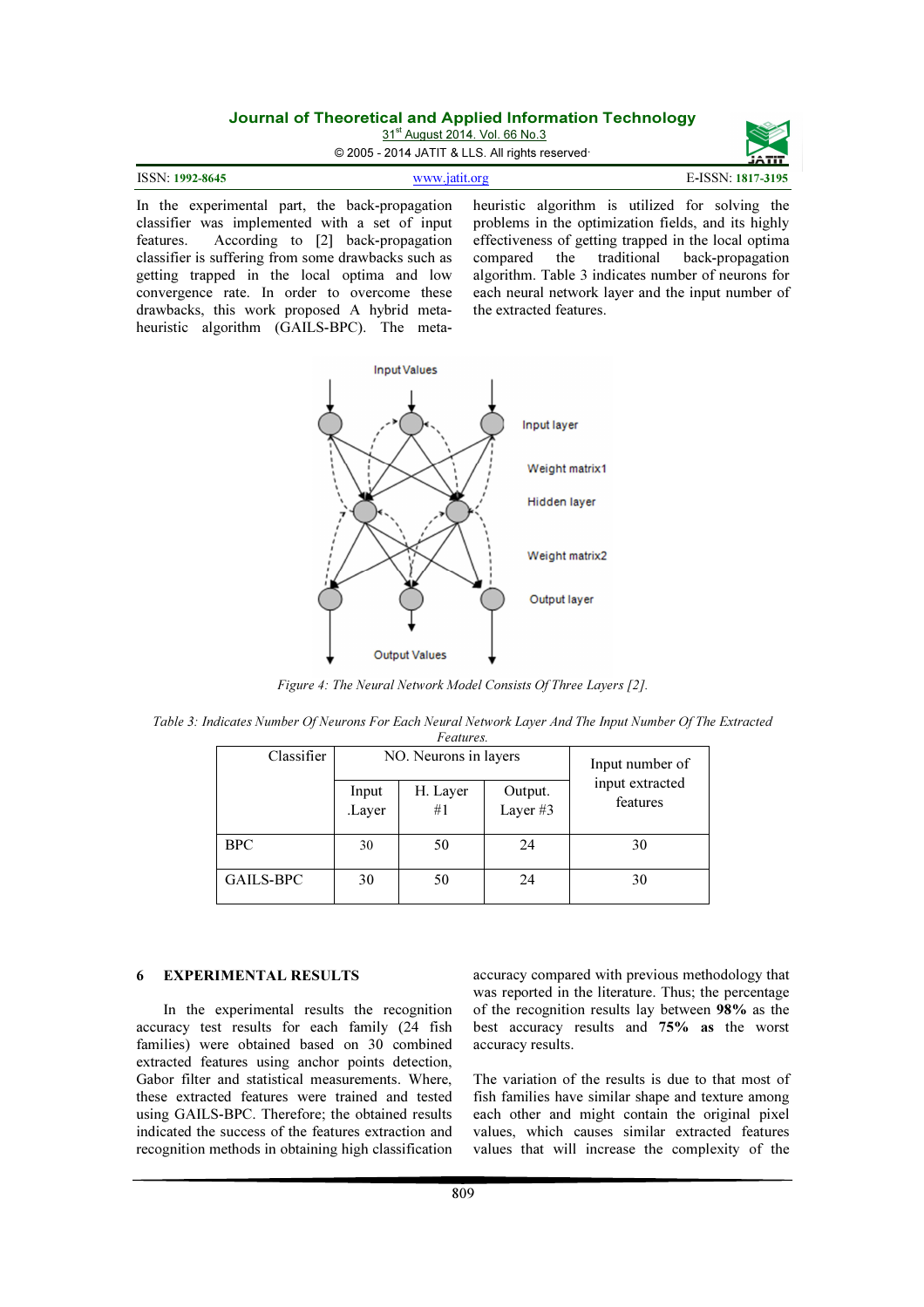In the experimental part, the back-propagation classifier was implemented with a set of input features. According to [2] back-propagation classifier is suffering from some drawbacks such as getting trapped in the local optima and low convergence rate. In order to overcome these drawbacks, this work proposed A hybrid meta-heuristic algorithm (GAILS-BPC). The meta-heuristic algorithm is utilized for solving the problems in the optimization fields, and its highly effectiveness of getting trapped in the local optima compared the traditional back-propagation algorithm. Table 3 indicates number of neurons for each neural network layer and the input number of the extracted features.

*Figure 4: The Neural Network Model Consists Of Three Layers [2].*

*Table 3: Indicates Number Of Neurons For Each Neural Network Layer And The Input Number Of The Extracted Features.*

| Classifier | NO. Neurons in layers | | | Input number of input extracted features |
|---|---|---|---|---|
| | Input .Layer | H. Layer #1 | Output. Layer #3 | |
| BPC | 30 | 50 | 24 | 30 |
| GAILS-BPC | 30 | 50 | 24 | 30 |

## 6 EXPERIMENTAL RESULTS

In the experimental results the recognition accuracy test results for each fish family (24 fish families) were obtained based on 30 combined extracted features using anchor points detection, Gabor filter and statistical measurements. Where, these extracted features were trained and tested using GAILS-BPC. Therefore; the obtained results indicated the success of the features extraction and recognition methods in obtaining high classification accuracy compared with previous methodology that was reported in the literature. Thus; the percentage of the recognition results lay between **98%** as the best accuracy results and **75% as** the worst accuracy results.

The variation of the results is due to that most of fish families have similar shape and texture among each other and might contain the original pixel values, which causes similar extracted features values that will increase the complexity of the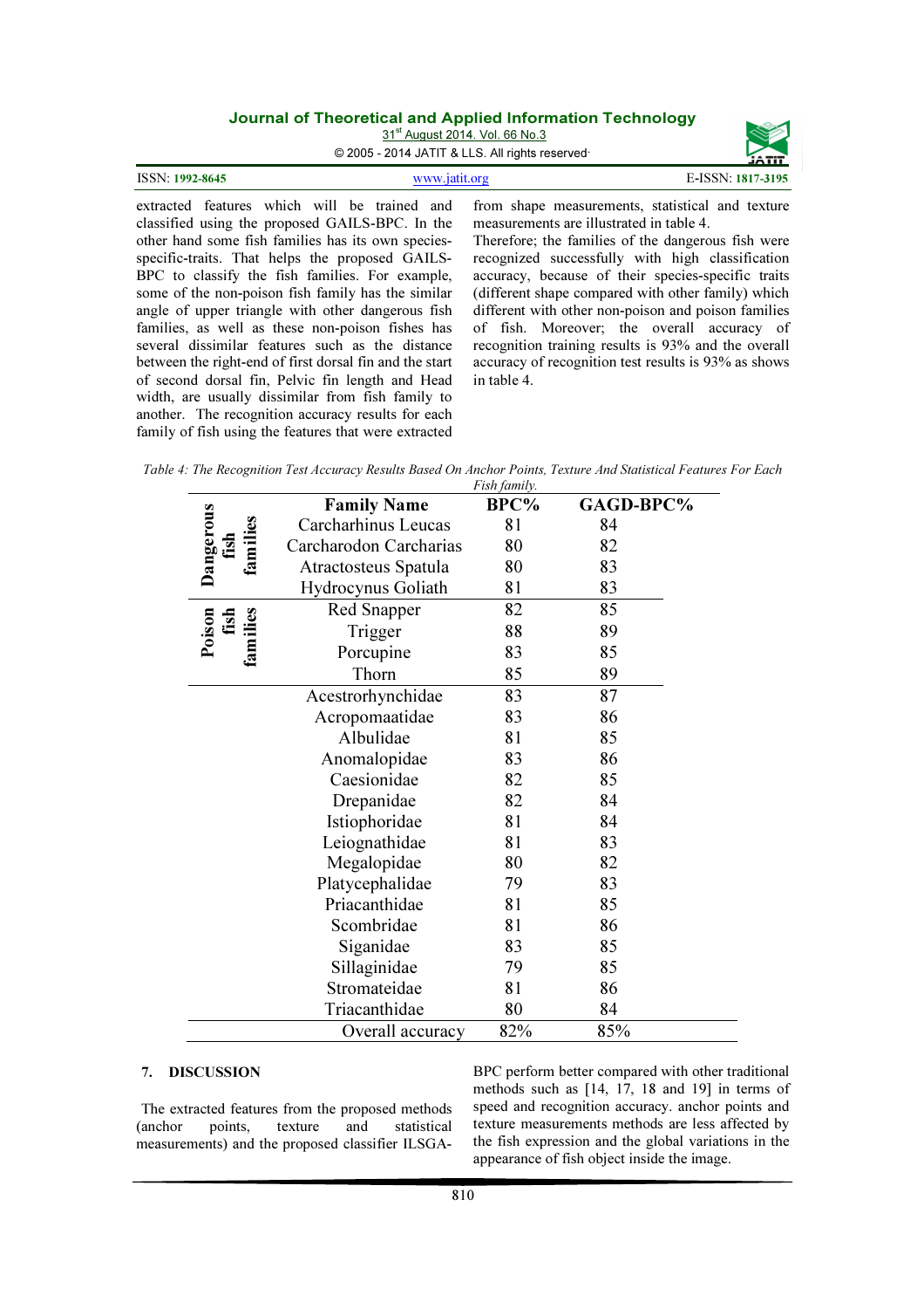extracted features which will be trained and classified using the proposed GAILS-BPC. In the other hand some fish families has its own species-specific-traits. That helps the proposed GAILS-BPC to classify the fish families. For example, some of the non-poison fish family has the similar angle of upper triangle with other dangerous fish families, as well as these non-poison fishes has several dissimilar features such as the distance between the right-end of first dorsal fin and the start of second dorsal fin, Pelvic fin length and Head width, are usually dissimilar from fish family to another. The recognition accuracy results for each family of fish using the features that were extracted from shape measurements, statistical and texture measurements are illustrated in table 4.

Therefore; the families of the dangerous fish were recognized successfully with high classification accuracy, because of their species-specific traits (different shape compared with other family) which different with other non-poison and poison families of fish. Moreover; the overall accuracy of recognition training results is 93% and the overall accuracy of recognition test results is 93% as shows in table 4.

*Table 4: The Recognition Test Accuracy Results Based On Anchor Points, Texture And Statistical Features For Each Fish family.*

| | Family Name | BPC% | GAGD-BPC% |
|---|---|---|---|
| Dangerous fish families | Carcharhinus Leucas | 81 | 84 |
| | Carcharodon Carcharias | 80 | 82 |
| | Atractosteus Spatula | 80 | 83 |
| | Hydrocynus Goliath | 81 | 83 |
| Poison fish families | Red Snapper | 82 | 85 |
| | Trigger | 88 | 89 |
| | Porcupine | 83 | 85 |
| | Thorn | 85 | 89 |
| | Acestrorhynchidae | 83 | 87 |
| | Acropomaatidae | 83 | 86 |
| | Albulidae | 81 | 85 |
| | Anomalopidae | 83 | 86 |
| | Caesionidae | 82 | 85 |
| | Drepanidae | 82 | 84 |
| | Istiophoridae | 81 | 84 |
| | Leiognathidae | 81 | 83 |
| | Megalopidae | 80 | 82 |
| | Platycephalidae | 79 | 83 |
| | Priacanthidae | 81 | 85 |
| | Scombridae | 81 | 86 |
| | Siganidae | 83 | 85 |
| | Sillaginidae | 79 | 85 |
| | Stromateidae | 81 | 86 |
| | Triacanthidae | 80 | 84 |
| | Overall accuracy | 82% | 85% |

## 7. DISCUSSION

The extracted features from the proposed methods (anchor points, texture and statistical measurements) and the proposed classifier ILSGA-BPC perform better compared with other traditional methods such as [14, 17, 18 and 19] in terms of speed and recognition accuracy. anchor points and texture measurements methods are less affected by the fish expression and the global variations in the appearance of fish object inside the image.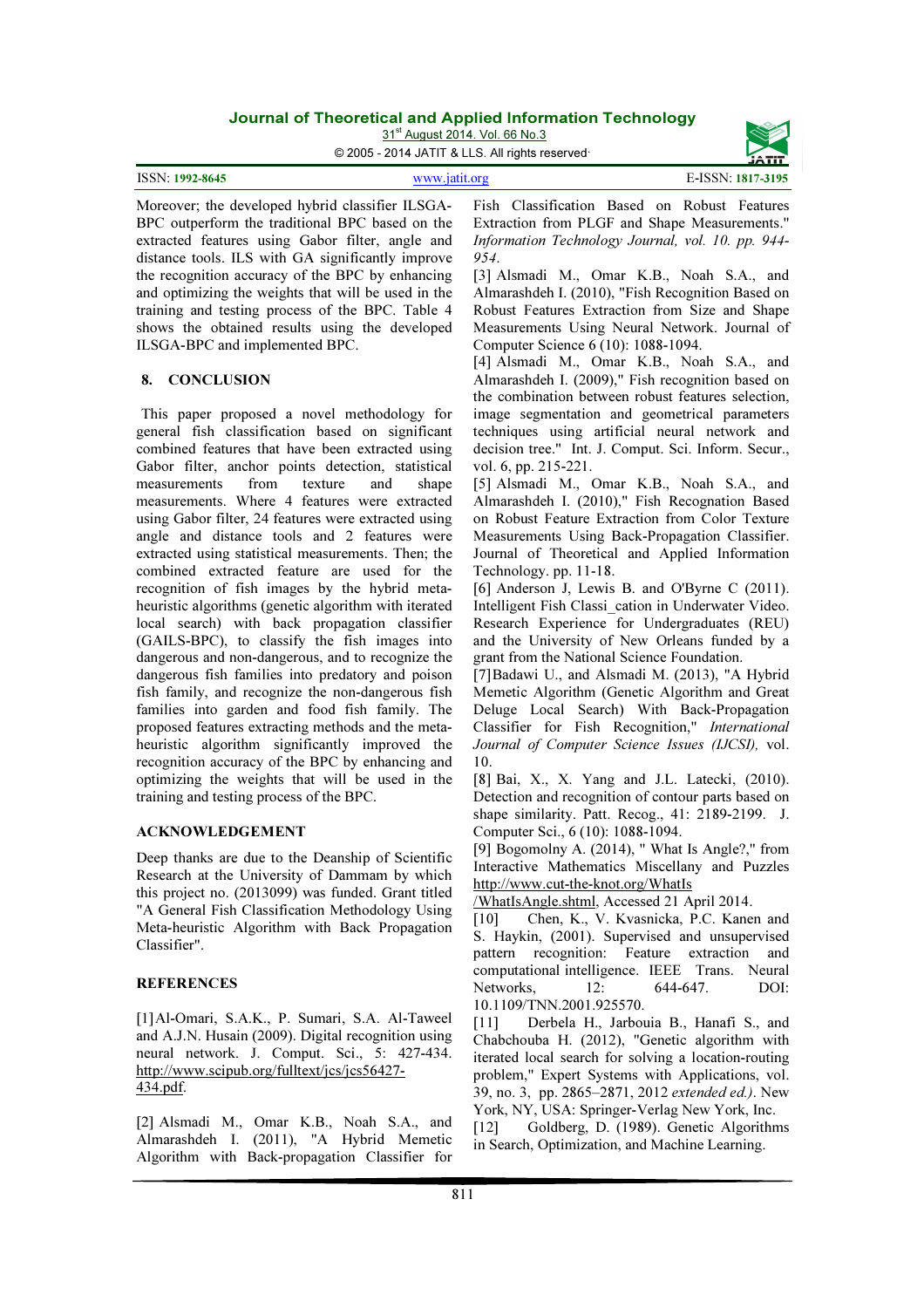Moreover; the developed hybrid classifier ILSGA-BPC outperform the traditional BPC based on the extracted features using Gabor filter, angle and distance tools. ILS with GA significantly improve the recognition accuracy of the BPC by enhancing and optimizing the weights that will be used in the training and testing process of the BPC. Table 4 shows the obtained results using the developed ILSGA-BPC and implemented BPC.

## 8. CONCLUSION

This paper proposed a novel methodology for general fish classification based on significant combined features that have been extracted using Gabor filter, anchor points detection, statistical measurements from texture and shape measurements. Where 4 features were extracted using Gabor filter, 24 features were extracted using angle and distance tools and 2 features were extracted using statistical measurements. Then; the combined extracted feature are used for the recognition of fish images by the hybrid meta-heuristic algorithms (genetic algorithm with iterated local search) with back propagation classifier (GAILS-BPC), to classify the fish images into dangerous and non-dangerous, and to recognize the dangerous fish families into predatory and poison fish family, and recognize the non-dangerous fish families into garden and food fish family. The proposed features extracting methods and the meta-heuristic algorithm significantly improved the recognition accuracy of the BPC by enhancing and optimizing the weights that will be used in the training and testing process of the BPC.

## ACKNOWLEDGEMENT

Deep thanks are due to the Deanship of Scientific Research at the University of Dammam by which this project no. (2013099) was funded. Grant titled "A General Fish Classification Methodology Using Meta-heuristic Algorithm with Back Propagation Classifier".

## REFERENCES

[1] Al-Omari, S.A.K., P. Sumari, S.A. Al-Taweel and A.J.N. Husain (2009). Digital recognition using neural network. J. Comput. Sci., 5: 427-434. http://www.scipub.org/fulltext/jcs/jcs56427-434.pdf.

[2] Alsmadi M., Omar K.B., Noah S.A., and Almarashdeh I. (2011), "A Hybrid Memetic Algorithm with Back-propagation Classifier for Fish Classification Based on Robust Features Extraction from PLGF and Shape Measurements." *Information Technology Journal, vol. 10. pp. 944-954*.

[3] Alsmadi M., Omar K.B., Noah S.A., and Almarashdeh I. (2010), "Fish Recognition Based on Robust Features Extraction from Size and Shape Measurements Using Neural Network. Journal of Computer Science 6 (10): 1088-1094.

[4] Alsmadi M., Omar K.B., Noah S.A., and Almarashdeh I. (2009)," Fish recognition based on the combination between robust features selection, image segmentation and geometrical parameters techniques using artificial neural network and decision tree." Int. J. Comput. Sci. Inform. Secur., vol. 6, pp. 215-221.

[5] Alsmadi M., Omar K.B., Noah S.A., and Almarashdeh I. (2010)," Fish Recognition Based on Robust Feature Extraction from Color Texture Measurements Using Back-Propagation Classifier. Journal of Theoretical and Applied Information Technology. pp. 11-18.

[6] Anderson J, Lewis B. and O'Byrne C (2011). Intelligent Fish Classi_cation in Underwater Video. Research Experience for Undergraduates (REU) and the University of New Orleans funded by a grant from the National Science Foundation.

[7] Badawi U., and Alsmadi M. (2013), "A Hybrid Memetic Algorithm (Genetic Algorithm and Great Deluge Local Search) With Back-Propagation Classifier for Fish Recognition," *International Journal of Computer Science Issues (IJCSI),* vol. 10.

[8] Bai, X., X. Yang and J.L. Latecki, (2010). Detection and recognition of contour parts based on shape similarity. Patt. Recog., 41: 2189-2199. J. Computer Sci., 6 (10): 1088-1094.

[9] Bogomolny A. (2014), " What Is Angle?," from Interactive Mathematics Miscellany and Puzzles http://www.cut-the-knot.org/WhatIs/WhatIsAngle.shtml, Accessed 21 April 2014.

[10] Chen, K., V. Kvasnicka, P.C. Kanen and S. Haykin, (2001). Supervised and unsupervised pattern recognition: Feature extraction and computational intelligence. IEEE Trans. Neural Networks, 12: 644-647. DOI: 10.1109/TNN.2001.925570.

[11] Derbela H., Jarbouia B., Hanafi S., and Chabchouba H. (2012), "Genetic algorithm with iterated local search for solving a location-routing problem," Expert Systems with Applications, vol. 39, no. 3, pp. 2865–2871, 2012 *extended ed.)*. New York, NY, USA: Springer-Verlag New York, Inc.

[12] Goldberg, D. (1989). Genetic Algorithms in Search, Optimization, and Machine Learning.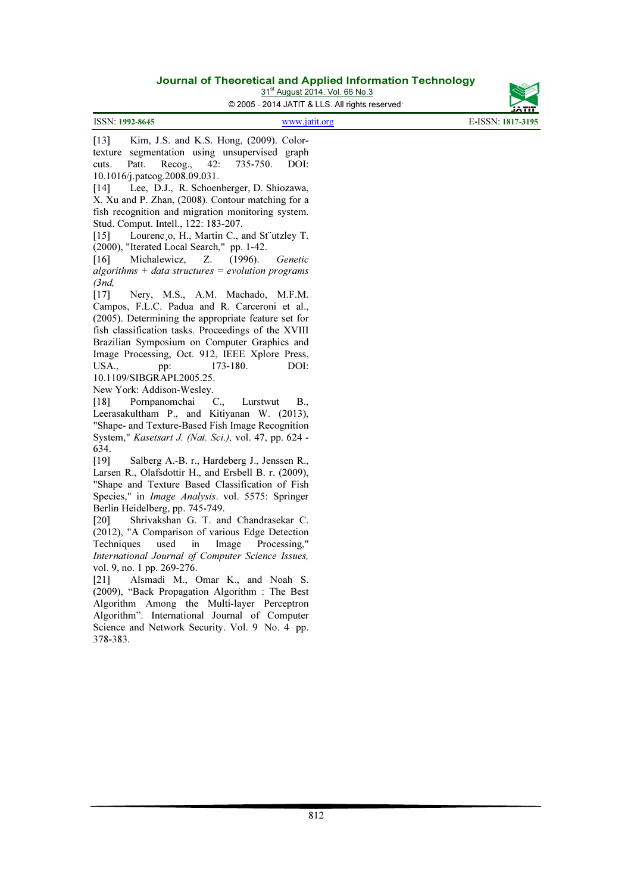[13] Kim, J.S. and K.S. Hong, (2009). Color-texture segmentation using unsupervised graph cuts. Patt. Recog., 42: 735-750. DOI: 10.1016/j.patcog.2008.09.031.

[14] Lee, D.J., R. Schoenberger, D. Shiozawa, X. Xu and P. Zhan, (2008). Contour matching for a fish recognition and migration monitoring system. Stud. Comput. Intell., 122: 183-207.

[15] Lourenc¸o, H., Martin C., and St¨utzley T. (2000), "Iterated Local Search," pp. 1-42.

[16] Michalewicz, Z. (1996). *Genetic algorithms + data structures = evolution programs (3nd,*

[17] Nery, M.S., A.M. Machado, M.F.M. Campos, F.L.C. Padua and R. Carceroni et al., (2005). Determining the appropriate feature set for fish classification tasks. Proceedings of the XVIII Brazilian Symposium on Computer Graphics and Image Processing, Oct. 912, IEEE Xplore Press, USA., pp: 173-180. DOI: 10.1109/SIBGRAPI.2005.25.
New York: Addison-Wesley.

[18] Pornpanomchai C., Lurstwut B., Leerasakultham P., and Kitiyanan W. (2013), "Shape- and Texture-Based Fish Image Recognition System," *Kasetsart J. (Nat. Sci.),* vol. 47, pp. 624 - 634.

[19] Salberg A.-B. r., Hardeberg J., Jenssen R., Larsen R., Olafsdottir H., and Ersbell B. r. (2009), "Shape and Texture Based Classification of Fish Species," in *Image Analysis*. vol. 5575: Springer Berlin Heidelberg, pp. 745-749.

[20] Shrivakshan G. T. and Chandrasekar C. (2012), "A Comparison of various Edge Detection Techniques used in Image Processing," *International Journal of Computer Science Issues,* vol. 9, no. 1 pp. 269-276.

[21] Alsmadi M., Omar K., and Noah S. (2009), "Back Propagation Algorithm : The Best Algorithm Among the Multi-layer Perceptron Algorithm". International Journal of Computer Science and Network Security. Vol. 9 No. 4 pp. 378-383.